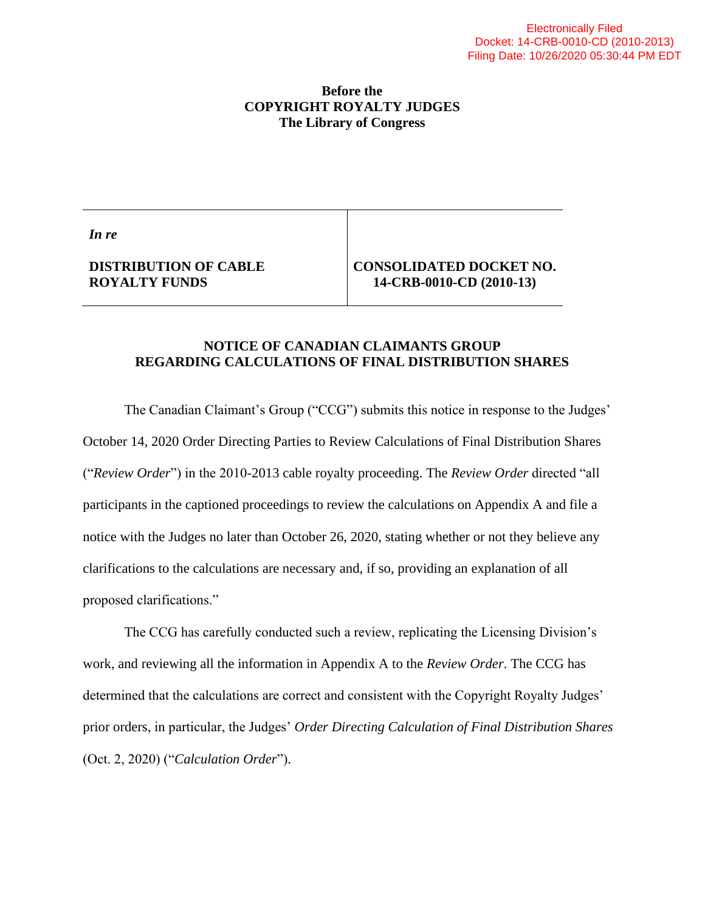Electronically Filed
Docket: 14-CRB-0010-CD (2010-2013)
Filing Date: 10/26/2020 05:30:44 PM EDT

**Before the**
**COPYRIGHT ROYALTY JUDGES**
**The Library of Congress**

| ***In re*** <br><br> **DISTRIBUTION OF CABLE ROYALTY FUNDS** | **CONSOLIDATED DOCKET NO. 14-CRB-0010-CD (2010-13)** |
|---|---|

## NOTICE OF CANADIAN CLAIMANTS GROUP REGARDING CALCULATIONS OF FINAL DISTRIBUTION SHARES

The Canadian Claimant's Group ("CCG") submits this notice in response to the Judges' October 14, 2020 Order Directing Parties to Review Calculations of Final Distribution Shares ("*Review Order*") in the 2010-2013 cable royalty proceeding. The *Review Order* directed "all participants in the captioned proceedings to review the calculations on Appendix A and file a notice with the Judges no later than October 26, 2020, stating whether or not they believe any clarifications to the calculations are necessary and, if so, providing an explanation of all proposed clarifications."

The CCG has carefully conducted such a review, replicating the Licensing Division's work, and reviewing all the information in Appendix A to the *Review Order*. The CCG has determined that the calculations are correct and consistent with the Copyright Royalty Judges' prior orders, in particular, the Judges' *Order Directing Calculation of Final Distribution Shares* (Oct. 2, 2020) ("*Calculation Order*").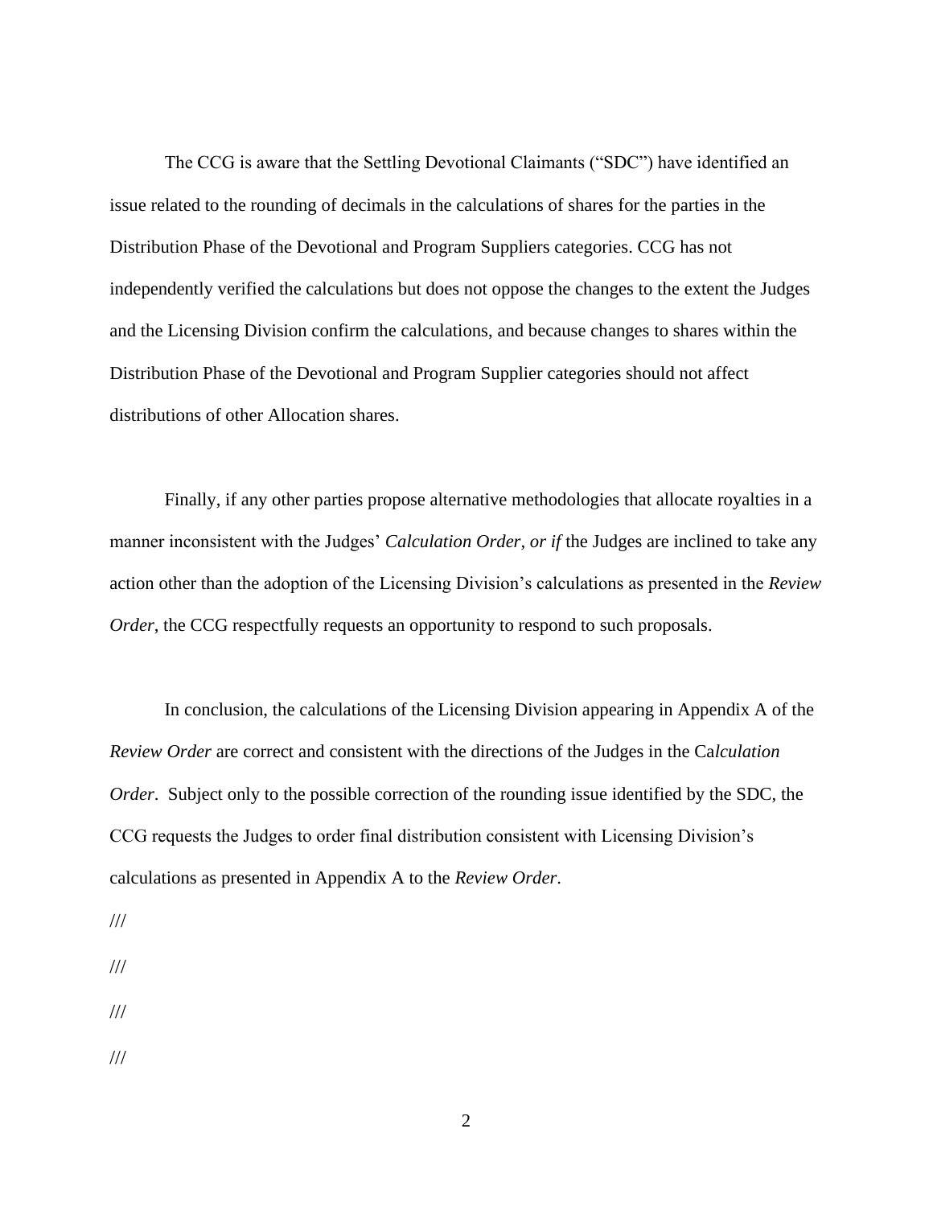The CCG is aware that the Settling Devotional Claimants ("SDC") have identified an issue related to the rounding of decimals in the calculations of shares for the parties in the Distribution Phase of the Devotional and Program Suppliers categories. CCG has not independently verified the calculations but does not oppose the changes to the extent the Judges and the Licensing Division confirm the calculations, and because changes to shares within the Distribution Phase of the Devotional and Program Supplier categories should not affect distributions of other Allocation shares.

Finally, if any other parties propose alternative methodologies that allocate royalties in a manner inconsistent with the Judges' *Calculation Order, or if* the Judges are inclined to take any action other than the adoption of the Licensing Division's calculations as presented in the *Review Order*, the CCG respectfully requests an opportunity to respond to such proposals.

In conclusion, the calculations of the Licensing Division appearing in Appendix A of the *Review Order* are correct and consistent with the directions of the Judges in the Ca*lculation Order*. Subject only to the possible correction of the rounding issue identified by the SDC, the CCG requests the Judges to order final distribution consistent with Licensing Division's calculations as presented in Appendix A to the *Review Order*.

///

///

///

///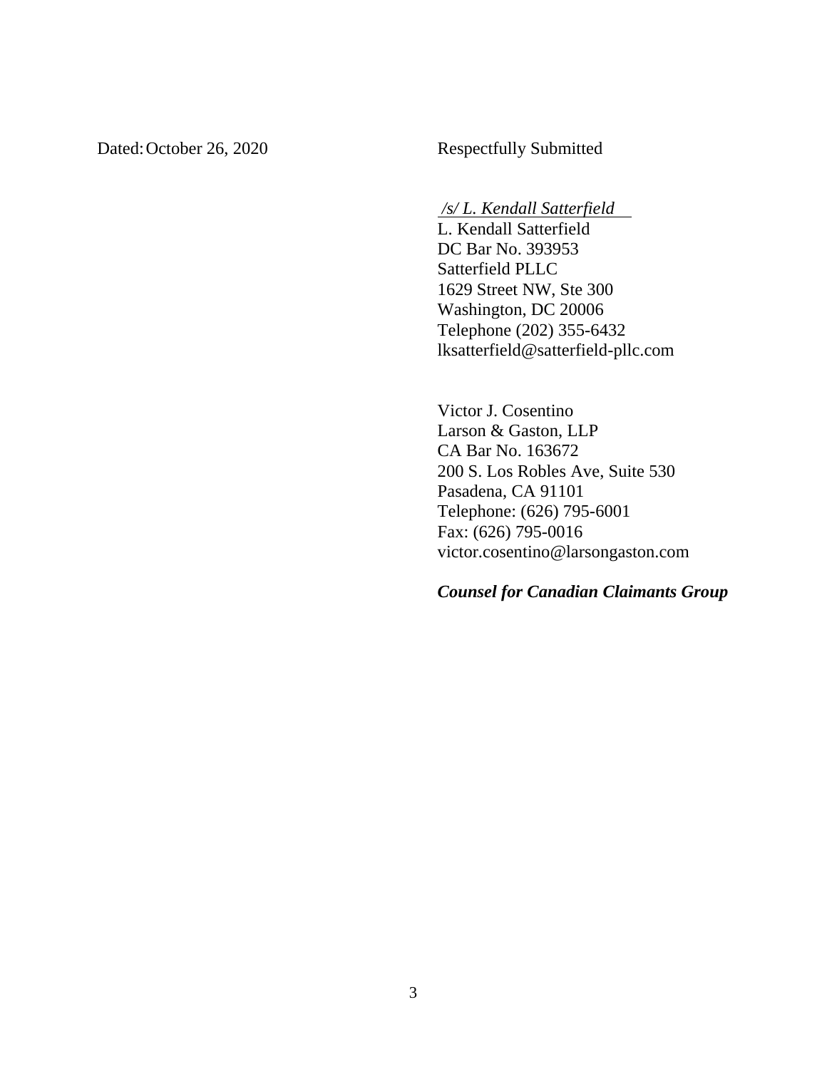Dated: October 26, 2020

Respectfully Submitted

*/s/ L. Kendall Satterfield*
L. Kendall Satterfield
DC Bar No. 393953
Satterfield PLLC
1629 Street NW, Ste 300
Washington, DC 20006
Telephone (202) 355-6432
lksatterfield@satterfield-pllc.com

Victor J. Cosentino
Larson & Gaston, LLP
CA Bar No. 163672
200 S. Los Robles Ave, Suite 530
Pasadena, CA 91101
Telephone: (626) 795-6001
Fax: (626) 795-0016
victor.cosentino@larsongaston.com

***Counsel for Canadian Claimants Group***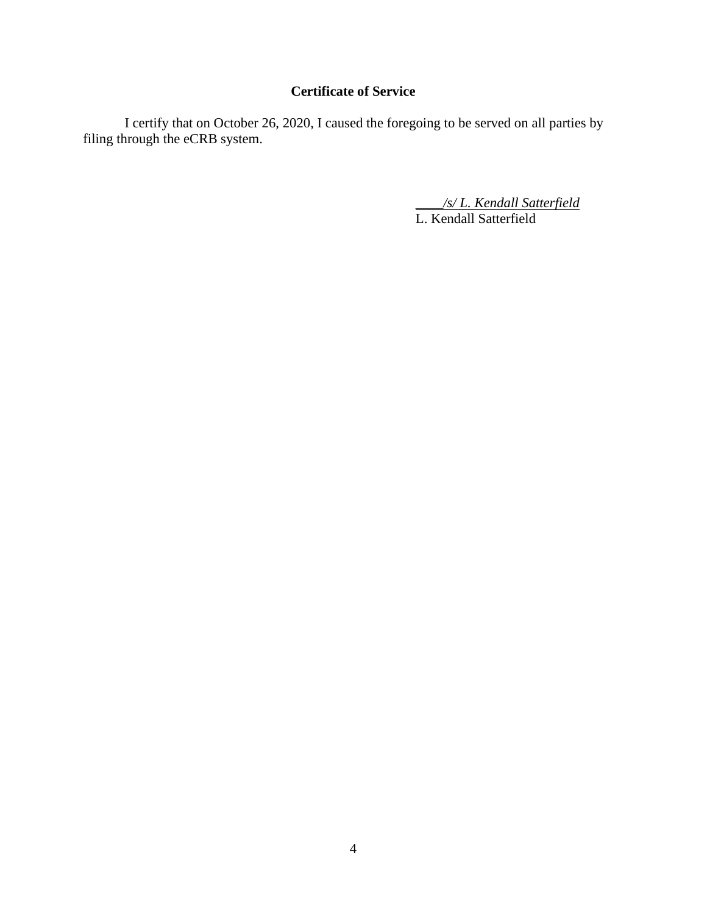**Certificate of Service**

I certify that on October 26, 2020, I caused the foregoing to be served on all parties by filing through the eCRB system.

*/s/ L. Kendall Satterfield*
L. Kendall Satterfield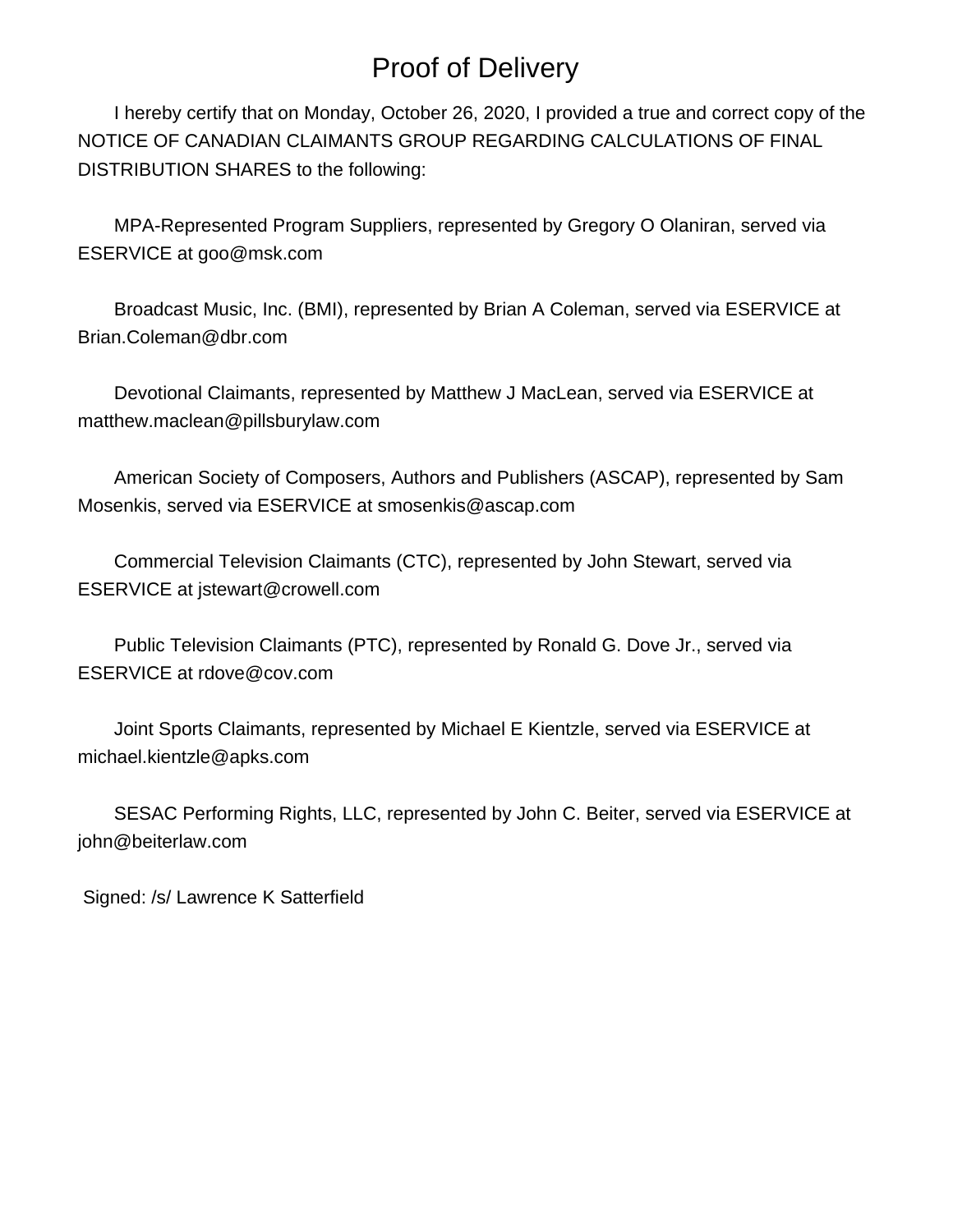# Proof of Delivery

I hereby certify that on Monday, October 26, 2020, I provided a true and correct copy of the NOTICE OF CANADIAN CLAIMANTS GROUP REGARDING CALCULATIONS OF FINAL DISTRIBUTION SHARES to the following:

MPA-Represented Program Suppliers, represented by Gregory O Olaniran, served via ESERVICE at goo@msk.com

Broadcast Music, Inc. (BMI), represented by Brian A Coleman, served via ESERVICE at Brian.Coleman@dbr.com

Devotional Claimants, represented by Matthew J MacLean, served via ESERVICE at matthew.maclean@pillsburylaw.com

American Society of Composers, Authors and Publishers (ASCAP), represented by Sam Mosenkis, served via ESERVICE at smosenkis@ascap.com

Commercial Television Claimants (CTC), represented by John Stewart, served via ESERVICE at jstewart@crowell.com

Public Television Claimants (PTC), represented by Ronald G. Dove Jr., served via ESERVICE at rdove@cov.com

Joint Sports Claimants, represented by Michael E Kientzle, served via ESERVICE at michael.kientzle@apks.com

SESAC Performing Rights, LLC, represented by John C. Beiter, served via ESERVICE at john@beiterlaw.com

Signed: /s/ Lawrence K Satterfield